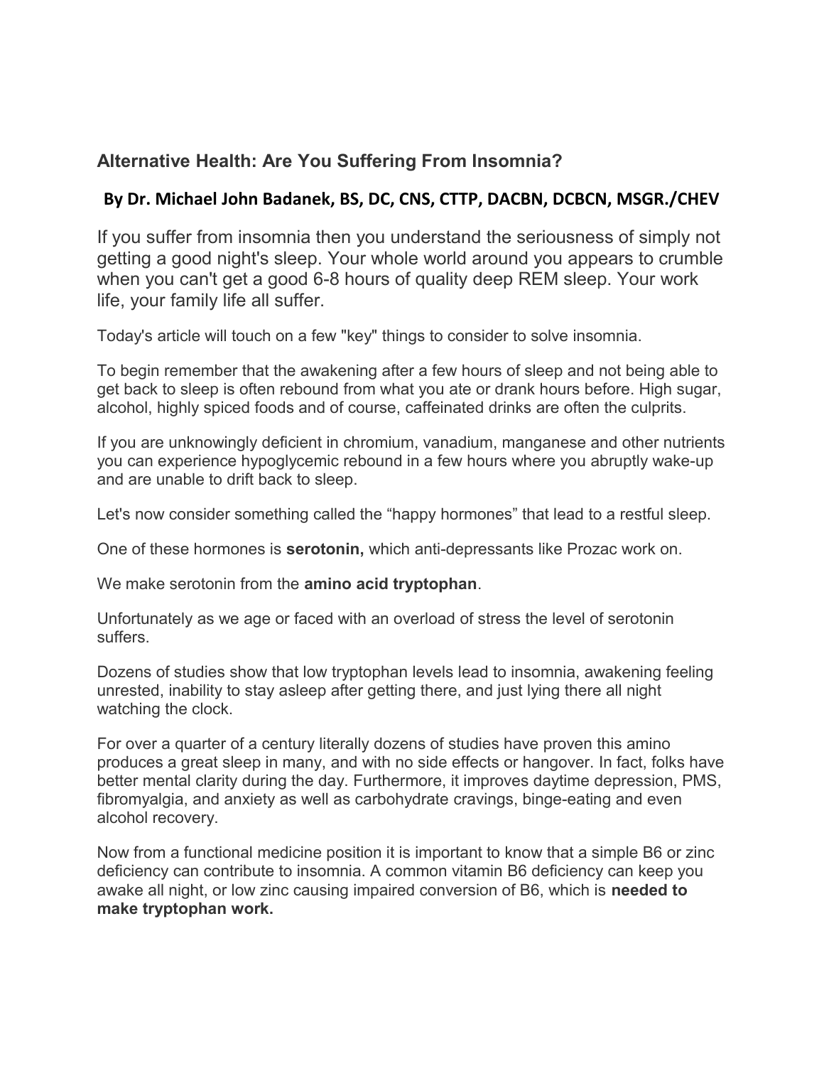# Alternative Health: Are You Suffering From Insomnia?

**By Dr. Michael John Badanek, BS, DC, CNS, CTTP, DACBN, DCBCN, MSGR./CHEV**

If you suffer from insomnia then you understand the seriousness of simply not getting a good night's sleep. Your whole world around you appears to crumble when you can't get a good 6-8 hours of quality deep REM sleep. Your work life, your family life all suffer.

Today's article will touch on a few "key" things to consider to solve insomnia.

To begin remember that the awakening after a few hours of sleep and not being able to get back to sleep is often rebound from what you ate or drank hours before. High sugar, alcohol, highly spiced foods and of course, caffeinated drinks are often the culprits.

If you are unknowingly deficient in chromium, vanadium, manganese and other nutrients you can experience hypoglycemic rebound in a few hours where you abruptly wake-up and are unable to drift back to sleep.

Let's now consider something called the “happy hormones” that lead to a restful sleep.

One of these hormones is **serotonin,** which anti-depressants like Prozac work on.

We make serotonin from the **amino acid tryptophan**.

Unfortunately as we age or faced with an overload of stress the level of serotonin suffers.

Dozens of studies show that low tryptophan levels lead to insomnia, awakening feeling unrested, inability to stay asleep after getting there, and just lying there all night watching the clock.

For over a quarter of a century literally dozens of studies have proven this amino produces a great sleep in many, and with no side effects or hangover. In fact, folks have better mental clarity during the day. Furthermore, it improves daytime depression, PMS, fibromyalgia, and anxiety as well as carbohydrate cravings, binge-eating and even alcohol recovery.

Now from a functional medicine position it is important to know that a simple B6 or zinc deficiency can contribute to insomnia. A common vitamin B6 deficiency can keep you awake all night, or low zinc causing impaired conversion of B6, which is **needed to make tryptophan work.**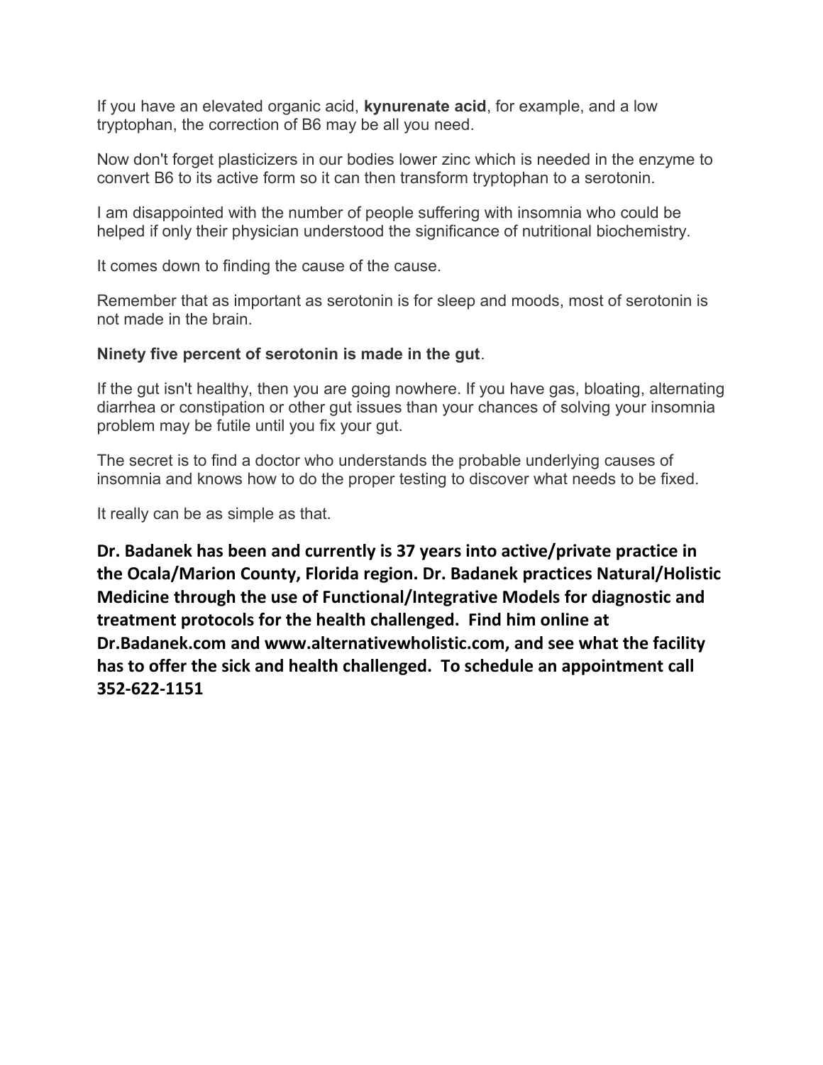If you have an elevated organic acid, **kynurenate acid**, for example, and a low tryptophan, the correction of B6 may be all you need.

Now don't forget plasticizers in our bodies lower zinc which is needed in the enzyme to convert B6 to its active form so it can then transform tryptophan to a serotonin.

I am disappointed with the number of people suffering with insomnia who could be helped if only their physician understood the significance of nutritional biochemistry.

It comes down to finding the cause of the cause.

Remember that as important as serotonin is for sleep and moods, most of serotonin is not made in the brain.

**Ninety five percent of serotonin is made in the gut**.

If the gut isn't healthy, then you are going nowhere. If you have gas, bloating, alternating diarrhea or constipation or other gut issues than your chances of solving your insomnia problem may be futile until you fix your gut.

The secret is to find a doctor who understands the probable underlying causes of insomnia and knows how to do the proper testing to discover what needs to be fixed.

It really can be as simple as that.

**Dr. Badanek has been and currently is 37 years into active/private practice in the Ocala/Marion County, Florida region. Dr. Badanek practices Natural/Holistic Medicine through the use of Functional/Integrative Models for diagnostic and treatment protocols for the health challenged. Find him online at Dr.Badanek.com and www.alternativewholistic.com, and see what the facility has to offer the sick and health challenged. To schedule an appointment call 352-622-1151**